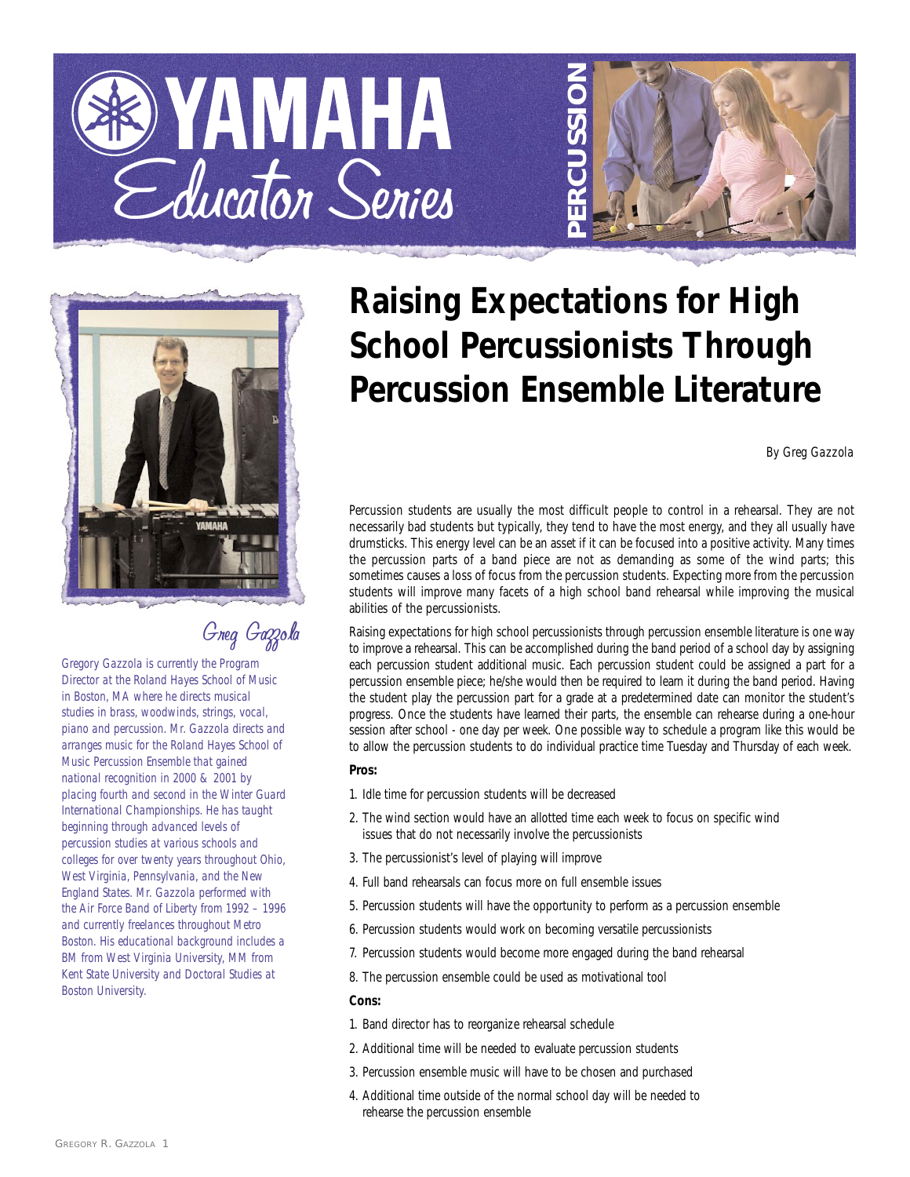# YAMAHA Educator Series

PERCUSSION

# Raising Expectations for High School Percussionists Through Percussion Ensemble Literature

By Greg Gazzola

Greg Gazzola

*Gregory Gazzola is currently the Program Director at the Roland Hayes School of Music in Boston, MA where he directs musical studies in brass, woodwinds, strings, vocal, piano and percussion. Mr. Gazzola directs and arranges music for the Roland Hayes School of Music Percussion Ensemble that gained national recognition in 2000 & 2001 by placing fourth and second in the Winter Guard International Championships. He has taught beginning through advanced levels of percussion studies at various schools and colleges for over twenty years throughout Ohio, West Virginia, Pennsylvania, and the New England States. Mr. Gazzola performed with the Air Force Band of Liberty from 1992 – 1996 and currently freelances throughout Metro Boston. His educational background includes a BM from West Virginia University, MM from Kent State University and Doctoral Studies at Boston University.*

Percussion students are usually the most difficult people to control in a rehearsal. They are not necessarily bad students but typically, they tend to have the most energy, and they all usually have drumsticks. This energy level can be an asset if it can be focused into a positive activity. Many times the percussion parts of a band piece are not as demanding as some of the wind parts; this sometimes causes a loss of focus from the percussion students. Expecting more from the percussion students will improve many facets of a high school band rehearsal while improving the musical abilities of the percussionists.

Raising expectations for high school percussionists through percussion ensemble literature is one way to improve a rehearsal. This can be accomplished during the band period of a school day by assigning each percussion student additional music. Each percussion student could be assigned a part for a percussion ensemble piece; he/she would then be required to learn it during the band period. Having the student play the percussion part for a grade at a predetermined date can monitor the student's progress. Once the students have learned their parts, the ensemble can rehearse during a one-hour session after school - one day per week. One possible way to schedule a program like this would be to allow the percussion students to do individual practice time Tuesday and Thursday of each week.

**Pros:**

1. Idle time for percussion students will be decreased
2. The wind section would have an allotted time each week to focus on specific wind issues that do not necessarily involve the percussionists
3. The percussionist's level of playing will improve
4. Full band rehearsals can focus more on full ensemble issues
5. Percussion students will have the opportunity to perform as a percussion ensemble
6. Percussion students would work on becoming versatile percussionists
7. Percussion students would become more engaged during the band rehearsal
8. The percussion ensemble could be used as motivational tool

**Cons:**

1. Band director has to reorganize rehearsal schedule
2. Additional time will be needed to evaluate percussion students
3. Percussion ensemble music will have to be chosen and purchased
4. Additional time outside of the normal school day will be needed to rehearse the percussion ensemble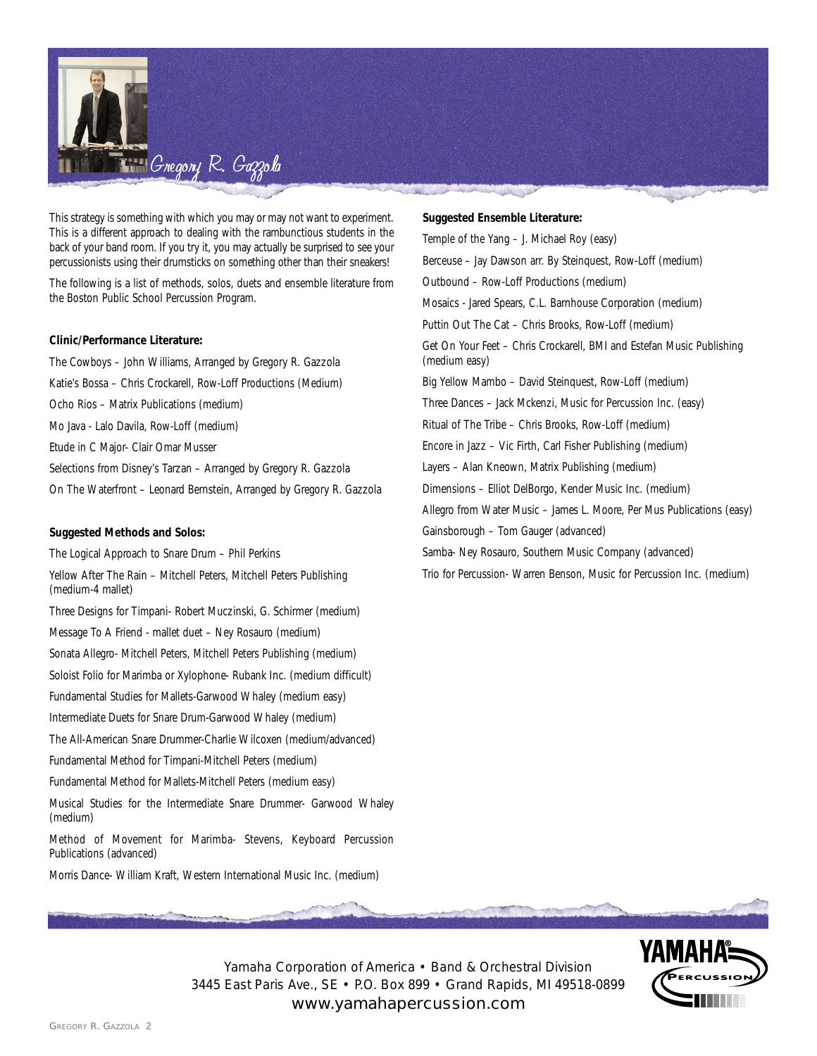# Gregory R. Gazzola

This strategy is something with which you may or may not want to experiment. This is a different approach to dealing with the rambunctious students in the back of your band room. If you try it, you may actually be surprised to see your percussionists using their drumsticks on something other than their sneakers!

The following is a list of methods, solos, duets and ensemble literature from the Boston Public School Percussion Program.

**Clinic/Performance Literature:**

The Cowboys – John Williams, Arranged by Gregory R. Gazzola

Katie's Bossa – Chris Crockarell, Row-Loff Productions (Medium)

Ocho Rios – Matrix Publications (medium)

Mo Java - Lalo Davila, Row-Loff (medium)

Etude in C Major- Clair Omar Musser

Selections from Disney's Tarzan – Arranged by Gregory R. Gazzola

On The Waterfront – Leonard Bernstein, Arranged by Gregory R. Gazzola

**Suggested Methods and Solos:**

The Logical Approach to Snare Drum – Phil Perkins

Yellow After The Rain – Mitchell Peters, Mitchell Peters Publishing (medium-4 mallet)

Three Designs for Timpani- Robert Muczinski, G. Schirmer (medium)

Message To A Friend - mallet duet – Ney Rosauro (medium)

Sonata Allegro- Mitchell Peters, Mitchell Peters Publishing (medium)

Soloist Folio for Marimba or Xylophone- Rubank Inc. (medium difficult)

Fundamental Studies for Mallets-Garwood Whaley (medium easy)

Intermediate Duets for Snare Drum-Garwood Whaley (medium)

The All-American Snare Drummer-Charlie Wilcoxen (medium/advanced)

Fundamental Method for Timpani-Mitchell Peters (medium)

Fundamental Method for Mallets-Mitchell Peters (medium easy)

Musical Studies for the Intermediate Snare Drummer- Garwood Whaley (medium)

Method of Movement for Marimba- Stevens, Keyboard Percussion Publications (advanced)

Morris Dance- William Kraft, Western International Music Inc. (medium)

**Suggested Ensemble Literature:**

Temple of the Yang – J. Michael Roy (easy)

Berceuse – Jay Dawson arr. By Steinquest, Row-Loff (medium)

Outbound – Row-Loff Productions (medium)

Mosaics - Jared Spears, C.L. Barnhouse Corporation (medium)

Puttin Out The Cat – Chris Brooks, Row-Loff (medium)

Get On Your Feet – Chris Crockarell, BMI and Estefan Music Publishing (medium easy)

Big Yellow Mambo – David Steinquest, Row-Loff (medium)

Three Dances – Jack Mckenzi, Music for Percussion Inc. (easy)

Ritual of The Tribe – Chris Brooks, Row-Loff (medium)

Encore in Jazz – Vic Firth, Carl Fisher Publishing (medium)

Layers – Alan Kneown, Matrix Publishing (medium)

Dimensions – Elliot DelBorgo, Kender Music Inc. (medium)

Allegro from Water Music – James L. Moore, Per Mus Publications (easy)

Gainsborough – Tom Gauger (advanced)

Samba- Ney Rosauro, Southern Music Company (advanced)

Trio for Percussion- Warren Benson, Music for Percussion Inc. (medium)

Yamaha Corporation of America • Band & Orchestral Division
3445 East Paris Ave., SE • P.O. Box 899 • Grand Rapids, MI 49518-0899
www.yamahapercussion.com